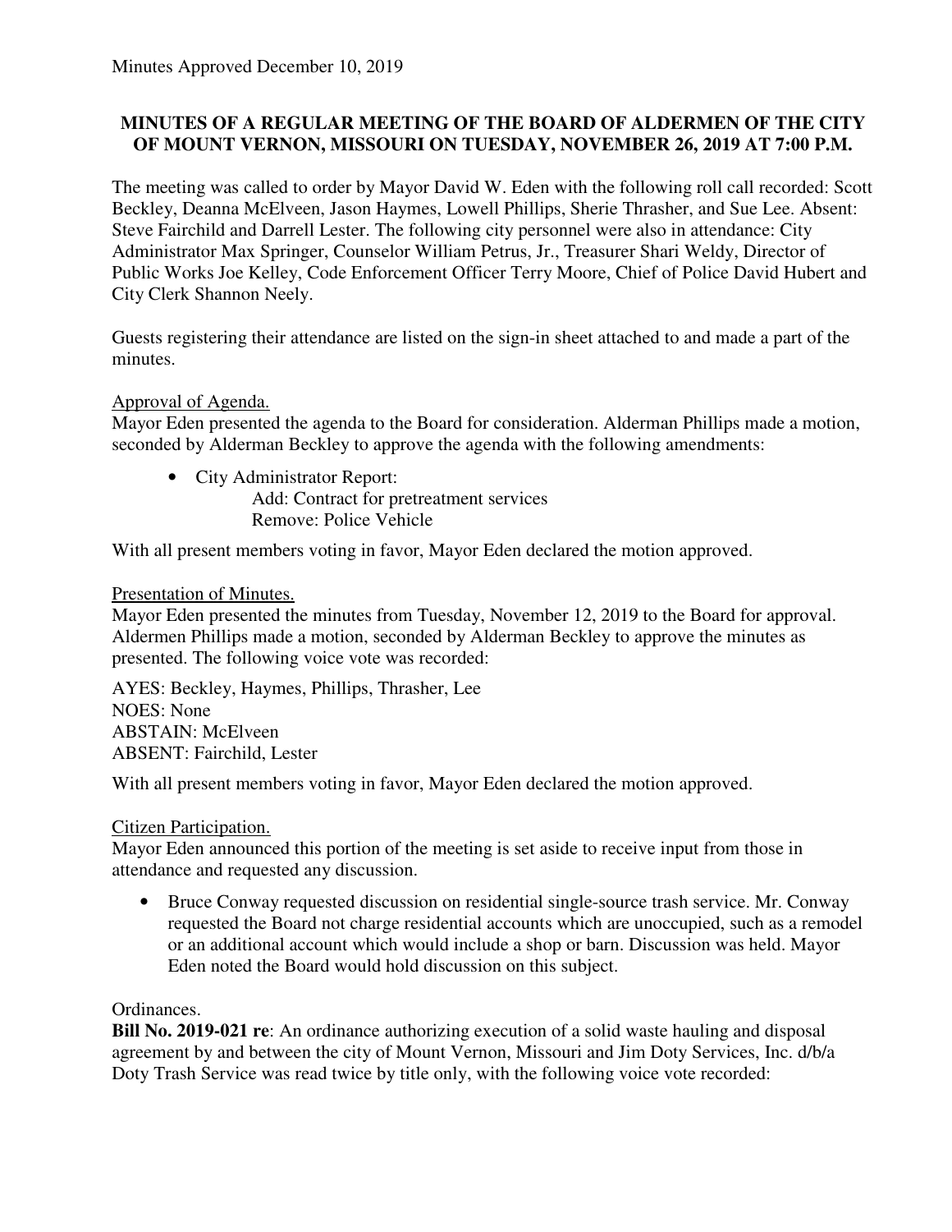Minutes Approved December 10, 2019

**MINUTES OF A REGULAR MEETING OF THE BOARD OF ALDERMEN OF THE CITY OF MOUNT VERNON, MISSOURI ON TUESDAY, NOVEMBER 26, 2019 AT 7:00 P.M.**

The meeting was called to order by Mayor David W. Eden with the following roll call recorded: Scott Beckley, Deanna McElveen, Jason Haymes, Lowell Phillips, Sherie Thrasher, and Sue Lee. Absent: Steve Fairchild and Darrell Lester. The following city personnel were also in attendance: City Administrator Max Springer, Counselor William Petrus, Jr., Treasurer Shari Weldy, Director of Public Works Joe Kelley, Code Enforcement Officer Terry Moore, Chief of Police David Hubert and City Clerk Shannon Neely.

Guests registering their attendance are listed on the sign-in sheet attached to and made a part of the minutes.

<u>Approval of Agenda.</u>

Mayor Eden presented the agenda to the Board for consideration. Alderman Phillips made a motion, seconded by Alderman Beckley to approve the agenda with the following amendments:

- City Administrator Report:
  - Add: Contract for pretreatment services
  - Remove: Police Vehicle

With all present members voting in favor, Mayor Eden declared the motion approved.

<u>Presentation of Minutes.</u>

Mayor Eden presented the minutes from Tuesday, November 12, 2019 to the Board for approval. Aldermen Phillips made a motion, seconded by Alderman Beckley to approve the minutes as presented. The following voice vote was recorded:

AYES: Beckley, Haymes, Phillips, Thrasher, Lee
NOES: None
ABSTAIN: McElveen
ABSENT: Fairchild, Lester

With all present members voting in favor, Mayor Eden declared the motion approved.

<u>Citizen Participation.</u>

Mayor Eden announced this portion of the meeting is set aside to receive input from those in attendance and requested any discussion.

- Bruce Conway requested discussion on residential single-source trash service. Mr. Conway requested the Board not charge residential accounts which are unoccupied, such as a remodel or an additional account which would include a shop or barn. Discussion was held. Mayor Eden noted the Board would hold discussion on this subject.

Ordinances.

**Bill No. 2019-021 re**: An ordinance authorizing execution of a solid waste hauling and disposal agreement by and between the city of Mount Vernon, Missouri and Jim Doty Services, Inc. d/b/a Doty Trash Service was read twice by title only, with the following voice vote recorded: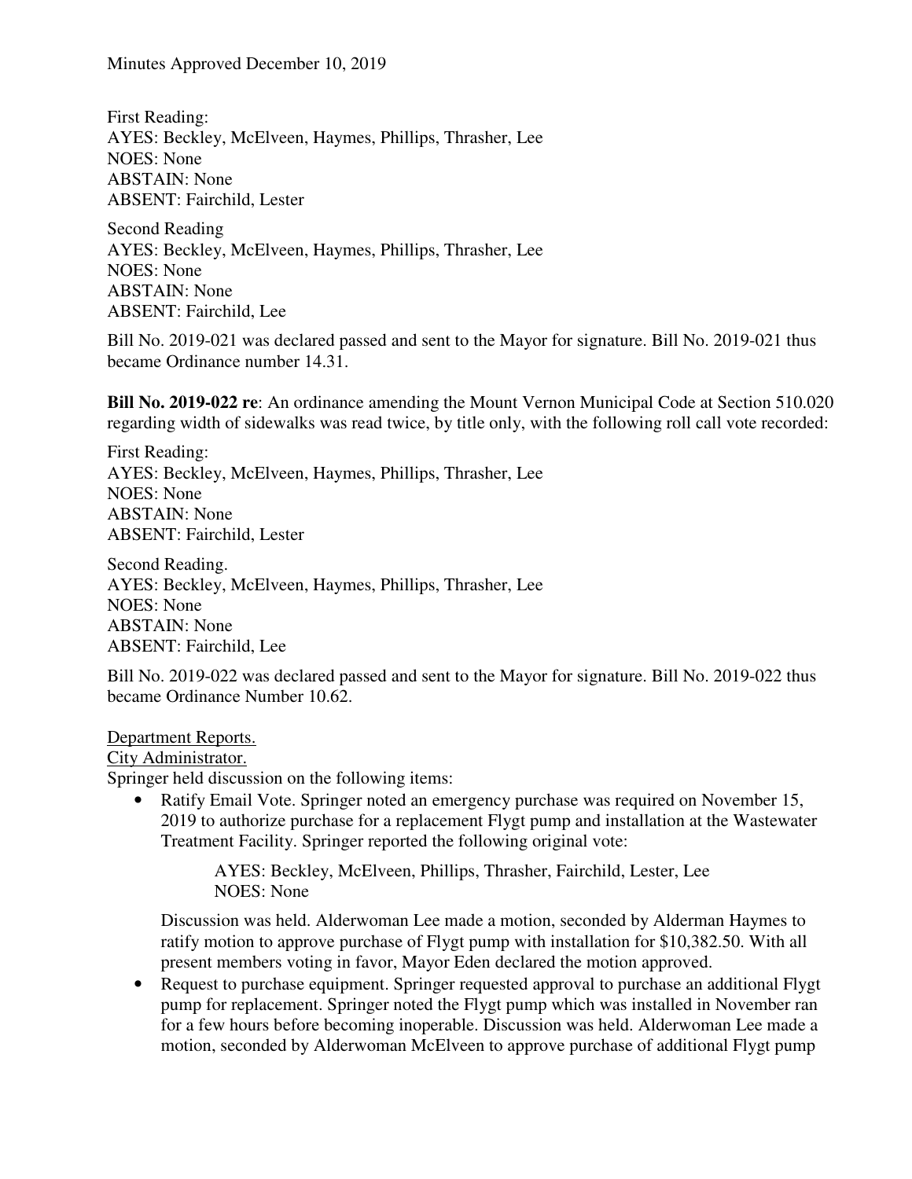Minutes Approved December 10, 2019

First Reading:
AYES: Beckley, McElveen, Haymes, Phillips, Thrasher, Lee
NOES: None
ABSTAIN: None
ABSENT: Fairchild, Lester

Second Reading
AYES: Beckley, McElveen, Haymes, Phillips, Thrasher, Lee
NOES: None
ABSTAIN: None
ABSENT: Fairchild, Lee

Bill No. 2019-021 was declared passed and sent to the Mayor for signature. Bill No. 2019-021 thus became Ordinance number 14.31.

**Bill No. 2019-022 re**: An ordinance amending the Mount Vernon Municipal Code at Section 510.020 regarding width of sidewalks was read twice, by title only, with the following roll call vote recorded:

First Reading:
AYES: Beckley, McElveen, Haymes, Phillips, Thrasher, Lee
NOES: None
ABSTAIN: None
ABSENT: Fairchild, Lester

Second Reading.
AYES: Beckley, McElveen, Haymes, Phillips, Thrasher, Lee
NOES: None
ABSTAIN: None
ABSENT: Fairchild, Lee

Bill No. 2019-022 was declared passed and sent to the Mayor for signature. Bill No. 2019-022 thus became Ordinance Number 10.62.

Department Reports.

City Administrator.

Springer held discussion on the following items:

- Ratify Email Vote. Springer noted an emergency purchase was required on November 15, 2019 to authorize purchase for a replacement Flygt pump and installation at the Wastewater Treatment Facility. Springer reported the following original vote:

  AYES: Beckley, McElveen, Phillips, Thrasher, Fairchild, Lester, Lee
  NOES: None

  Discussion was held. Alderwoman Lee made a motion, seconded by Alderman Haymes to ratify motion to approve purchase of Flygt pump with installation for $10,382.50. With all present members voting in favor, Mayor Eden declared the motion approved.

- Request to purchase equipment. Springer requested approval to purchase an additional Flygt pump for replacement. Springer noted the Flygt pump which was installed in November ran for a few hours before becoming inoperable. Discussion was held. Alderwoman Lee made a motion, seconded by Alderwoman McElveen to approve purchase of additional Flygt pump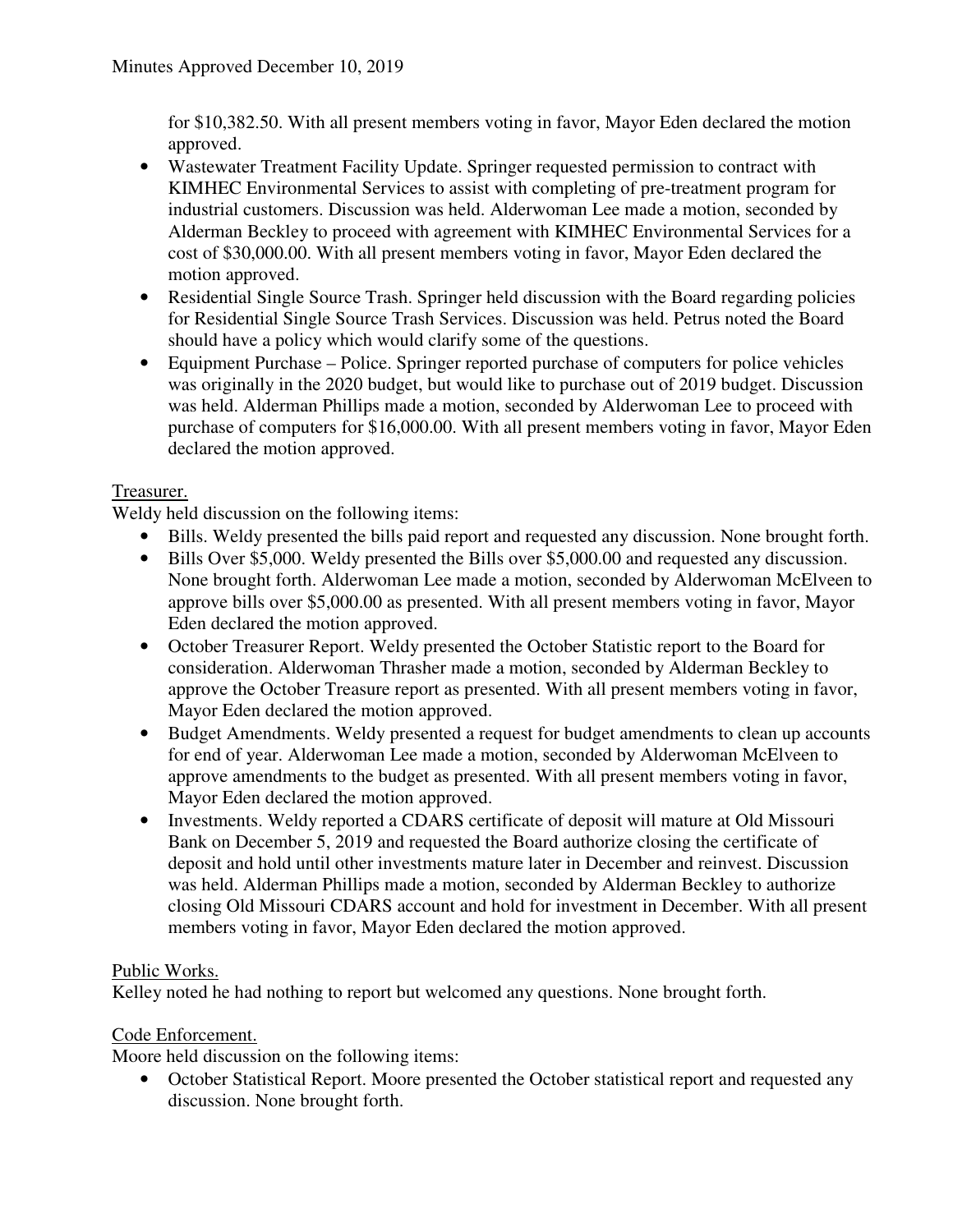for $10,382.50. With all present members voting in favor, Mayor Eden declared the motion approved.

- Wastewater Treatment Facility Update. Springer requested permission to contract with KIMHEC Environmental Services to assist with completing of pre-treatment program for industrial customers. Discussion was held. Alderwoman Lee made a motion, seconded by Alderman Beckley to proceed with agreement with KIMHEC Environmental Services for a cost of $30,000.00. With all present members voting in favor, Mayor Eden declared the motion approved.
- Residential Single Source Trash. Springer held discussion with the Board regarding policies for Residential Single Source Trash Services. Discussion was held. Petrus noted the Board should have a policy which would clarify some of the questions.
- Equipment Purchase – Police. Springer reported purchase of computers for police vehicles was originally in the 2020 budget, but would like to purchase out of 2019 budget. Discussion was held. Alderman Phillips made a motion, seconded by Alderwoman Lee to proceed with purchase of computers for $16,000.00. With all present members voting in favor, Mayor Eden declared the motion approved.

<u>Treasurer.</u>

Weldy held discussion on the following items:

- Bills. Weldy presented the bills paid report and requested any discussion. None brought forth.
- Bills Over $5,000. Weldy presented the Bills over $5,000.00 and requested any discussion. None brought forth. Alderwoman Lee made a motion, seconded by Alderwoman McElveen to approve bills over $5,000.00 as presented. With all present members voting in favor, Mayor Eden declared the motion approved.
- October Treasurer Report. Weldy presented the October Statistic report to the Board for consideration. Alderwoman Thrasher made a motion, seconded by Alderman Beckley to approve the October Treasure report as presented. With all present members voting in favor, Mayor Eden declared the motion approved.
- Budget Amendments. Weldy presented a request for budget amendments to clean up accounts for end of year. Alderwoman Lee made a motion, seconded by Alderwoman McElveen to approve amendments to the budget as presented. With all present members voting in favor, Mayor Eden declared the motion approved.
- Investments. Weldy reported a CDARS certificate of deposit will mature at Old Missouri Bank on December 5, 2019 and requested the Board authorize closing the certificate of deposit and hold until other investments mature later in December and reinvest. Discussion was held. Alderman Phillips made a motion, seconded by Alderman Beckley to authorize closing Old Missouri CDARS account and hold for investment in December. With all present members voting in favor, Mayor Eden declared the motion approved.

<u>Public Works.</u>

Kelley noted he had nothing to report but welcomed any questions. None brought forth.

<u>Code Enforcement.</u>

Moore held discussion on the following items:

- October Statistical Report. Moore presented the October statistical report and requested any discussion. None brought forth.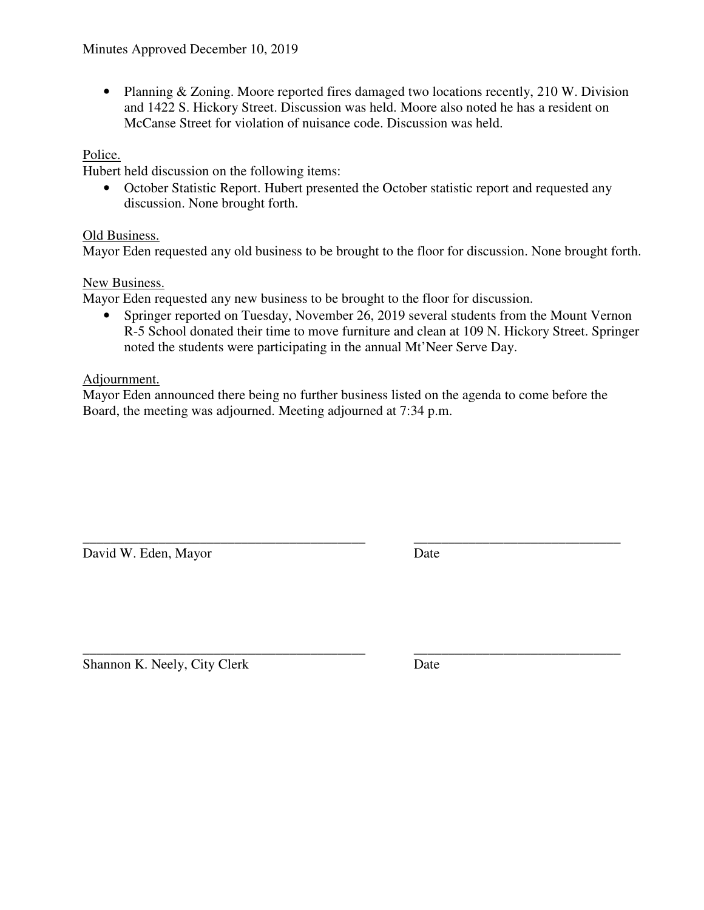Minutes Approved December 10, 2019

- Planning & Zoning. Moore reported fires damaged two locations recently, 210 W. Division and 1422 S. Hickory Street. Discussion was held. Moore also noted he has a resident on McCanse Street for violation of nuisance code. Discussion was held.

<u>Police.</u>

Hubert held discussion on the following items:

- October Statistic Report. Hubert presented the October statistic report and requested any discussion. None brought forth.

<u>Old Business.</u>

Mayor Eden requested any old business to be brought to the floor for discussion. None brought forth.

<u>New Business.</u>

Mayor Eden requested any new business to be brought to the floor for discussion.

- Springer reported on Tuesday, November 26, 2019 several students from the Mount Vernon R-5 School donated their time to move furniture and clean at 109 N. Hickory Street. Springer noted the students were participating in the annual Mt'Neer Serve Day.

<u>Adjournment.</u>

Mayor Eden announced there being no further business listed on the agenda to come before the Board, the meeting was adjourned. Meeting adjourned at 7:34 p.m.

___________________________________________ _______________________________

David W. Eden, Mayor Date

___________________________________________ _______________________________

Shannon K. Neely, City Clerk Date